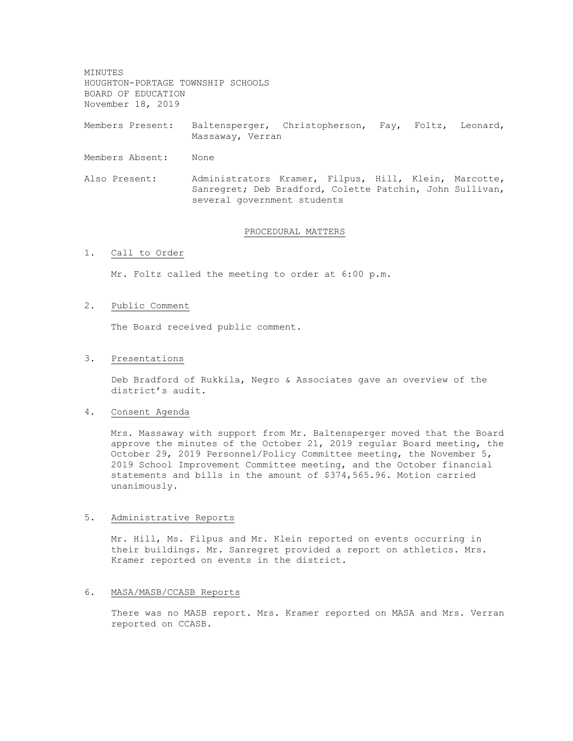MINUTES
HOUGHTON-PORTAGE TOWNSHIP SCHOOLS
BOARD OF EDUCATION
November 18, 2019

Members Present: Baltensperger, Christopherson, Fay, Foltz, Leonard, Massaway, Verran

Members Absent: None

Also Present: Administrators Kramer, Filpus, Hill, Klein, Marcotte, Sanregret; Deb Bradford, Colette Patchin, John Sullivan, several government students

## PROCEDURAL MATTERS

1. Call to Order

   Mr. Foltz called the meeting to order at 6:00 p.m.

2. Public Comment

   The Board received public comment.

3. Presentations

   Deb Bradford of Rukkila, Negro & Associates gave an overview of the district's audit.

4. Consent Agenda

   Mrs. Massaway with support from Mr. Baltensperger moved that the Board approve the minutes of the October 21, 2019 regular Board meeting, the October 29, 2019 Personnel/Policy Committee meeting, the November 5, 2019 School Improvement Committee meeting, and the October financial statements and bills in the amount of $374,565.96. Motion carried unanimously.

5. Administrative Reports

   Mr. Hill, Ms. Filpus and Mr. Klein reported on events occurring in their buildings. Mr. Sanregret provided a report on athletics. Mrs. Kramer reported on events in the district.

6. MASA/MASB/CCASB Reports

   There was no MASB report. Mrs. Kramer reported on MASA and Mrs. Verran reported on CCASB.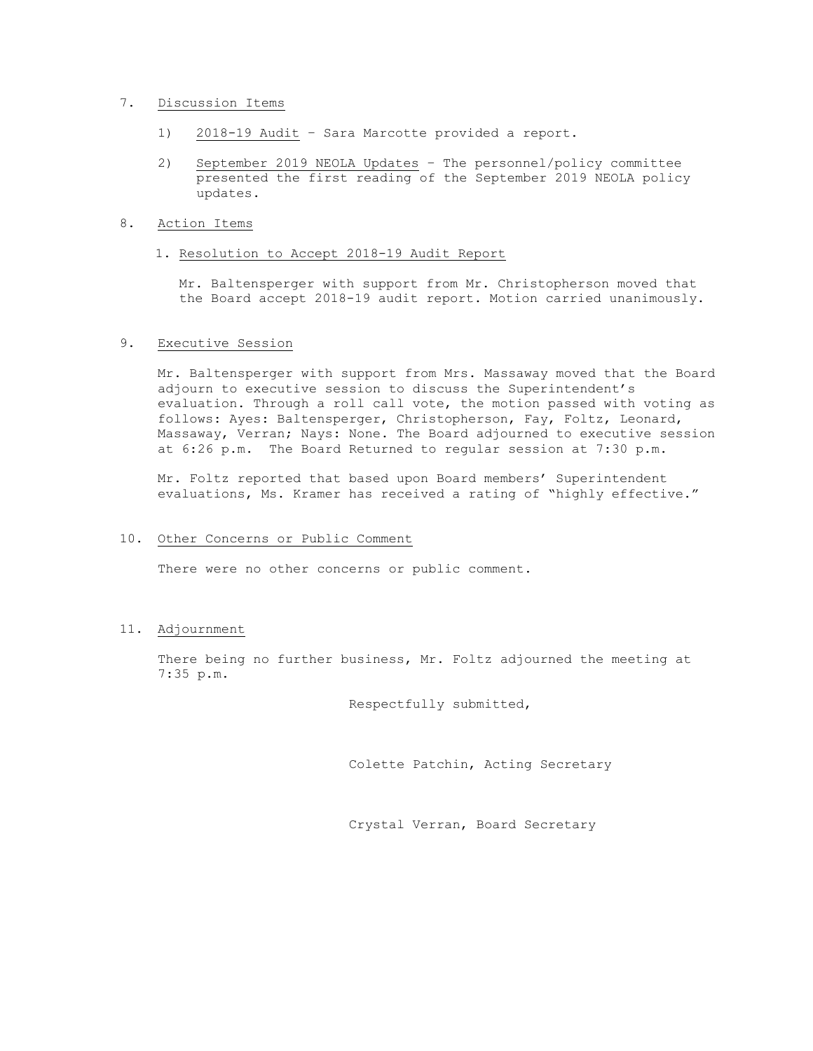7. Discussion Items

    1) 2018-19 Audit – Sara Marcotte provided a report.

    2) September 2019 NEOLA Updates – The personnel/policy committee presented the first reading of the September 2019 NEOLA policy updates.

8. Action Items

    1. Resolution to Accept 2018-19 Audit Report

    Mr. Baltensperger with support from Mr. Christopherson moved that the Board accept 2018-19 audit report. Motion carried unanimously.

9. Executive Session

    Mr. Baltensperger with support from Mrs. Massaway moved that the Board adjourn to executive session to discuss the Superintendent's evaluation. Through a roll call vote, the motion passed with voting as follows: Ayes: Baltensperger, Christopherson, Fay, Foltz, Leonard, Massaway, Verran; Nays: None. The Board adjourned to executive session at 6:26 p.m. The Board Returned to regular session at 7:30 p.m.

    Mr. Foltz reported that based upon Board members' Superintendent evaluations, Ms. Kramer has received a rating of "highly effective."

10. Other Concerns or Public Comment

    There were no other concerns or public comment.

11. Adjournment

    There being no further business, Mr. Foltz adjourned the meeting at 7:35 p.m.

Respectfully submitted,

Colette Patchin, Acting Secretary

Crystal Verran, Board Secretary